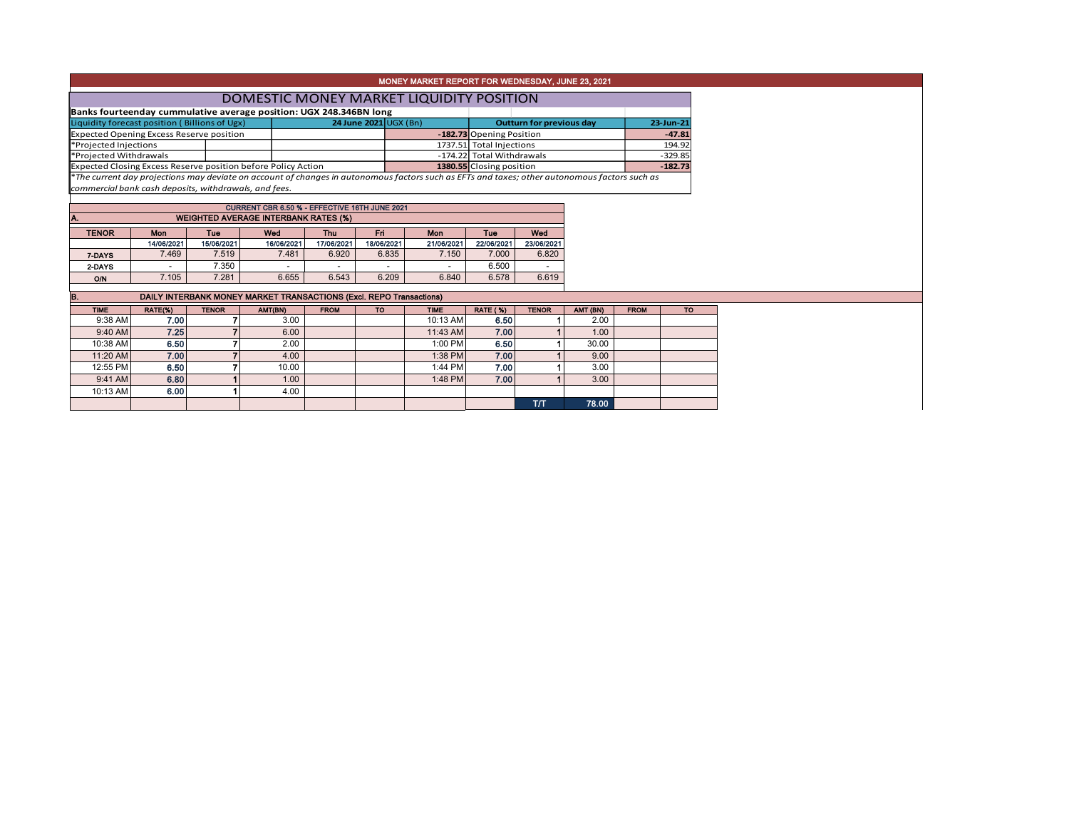# MONEY MARKET REPORT FOR WEDNESDAY, JUNE 23, 2021

## DOMESTIC MONEY MARKET LIQUIDITY POSITION

**Banks fourteenday cummulative average position: UGX 248.346BN long**

| Liquidity forecast position ( Billions of Ugx) | 24 June 2021 | UGX (Bn) | Outturn for previous day | 23-Jun-21 |
|---|---|---|---|---|
| Expected Opening Excess Reserve position | -182.73 | | Opening Position | -47.81 |
| *Projected Injections | 1737.51 | | Total Injections | 194.92 |
| *Projected Withdrawals | -174.22 | | Total Withdrawals | -329.85 |
| Expected Closing Excess Reserve position before Policy Action | 1380.55 | | Closing position | -182.73 |

*\*The current day projections may deviate on account of changes in autonomous factors such as EFTs and taxes; other autonomous factors such as commercial bank cash deposits, withdrawals, and fees.*

**CURRENT CBR 6.50 % - EFFECTIVE 16TH JUNE 2021**

### A. WEIGHTED AVERAGE INTERBANK RATES (%)

| TENOR | Mon 14/06/2021 | Tue 15/06/2021 | Wed 16/06/2021 | Thu 17/06/2021 | Fri 18/06/2021 | Mon 21/06/2021 | Tue 22/06/2021 | Wed 23/06/2021 |
|---|---|---|---|---|---|---|---|---|
| 7-DAYS | 7.469 | 7.519 | 7.481 | 6.920 | 6.835 | 7.150 | 7.000 | 6.820 |
| 2-DAYS | - | 7.350 | - | - | - | - | 6.500 | - |
| O/N | 7.105 | 7.281 | 6.655 | 6.543 | 6.209 | 6.840 | 6.578 | 6.619 |

### B. DAILY INTERBANK MONEY MARKET TRANSACTIONS (Excl. REPO Transactions)

| TIME | RATE(%) | TENOR | AMT(BN) | FROM | TO | TIME | RATE ( %) | TENOR | AMT (BN) | FROM | TO |
|---|---|---|---|---|---|---|---|---|---|---|---|
| 9:38 AM | 7.00 | 7 | 3.00 | | | 10:13 AM | 6.50 | 1 | 2.00 | | |
| 9:40 AM | 7.25 | 7 | 6.00 | | | 11:43 AM | 7.00 | 1 | 1.00 | | |
| 10:38 AM | 6.50 | 7 | 2.00 | | | 1:00 PM | 6.50 | 1 | 30.00 | | |
| 11:20 AM | 7.00 | 7 | 4.00 | | | 1:38 PM | 7.00 | 1 | 9.00 | | |
| 12:55 PM | 6.50 | 7 | 10.00 | | | 1:44 PM | 7.00 | 1 | 3.00 | | |
| 9:41 AM | 6.80 | 1 | 1.00 | | | 1:48 PM | 7.00 | 1 | 3.00 | | |
| 10:13 AM | 6.00 | 1 | 4.00 | | | | | | | | |
| | | | | | | | | T/T | 78.00 | | |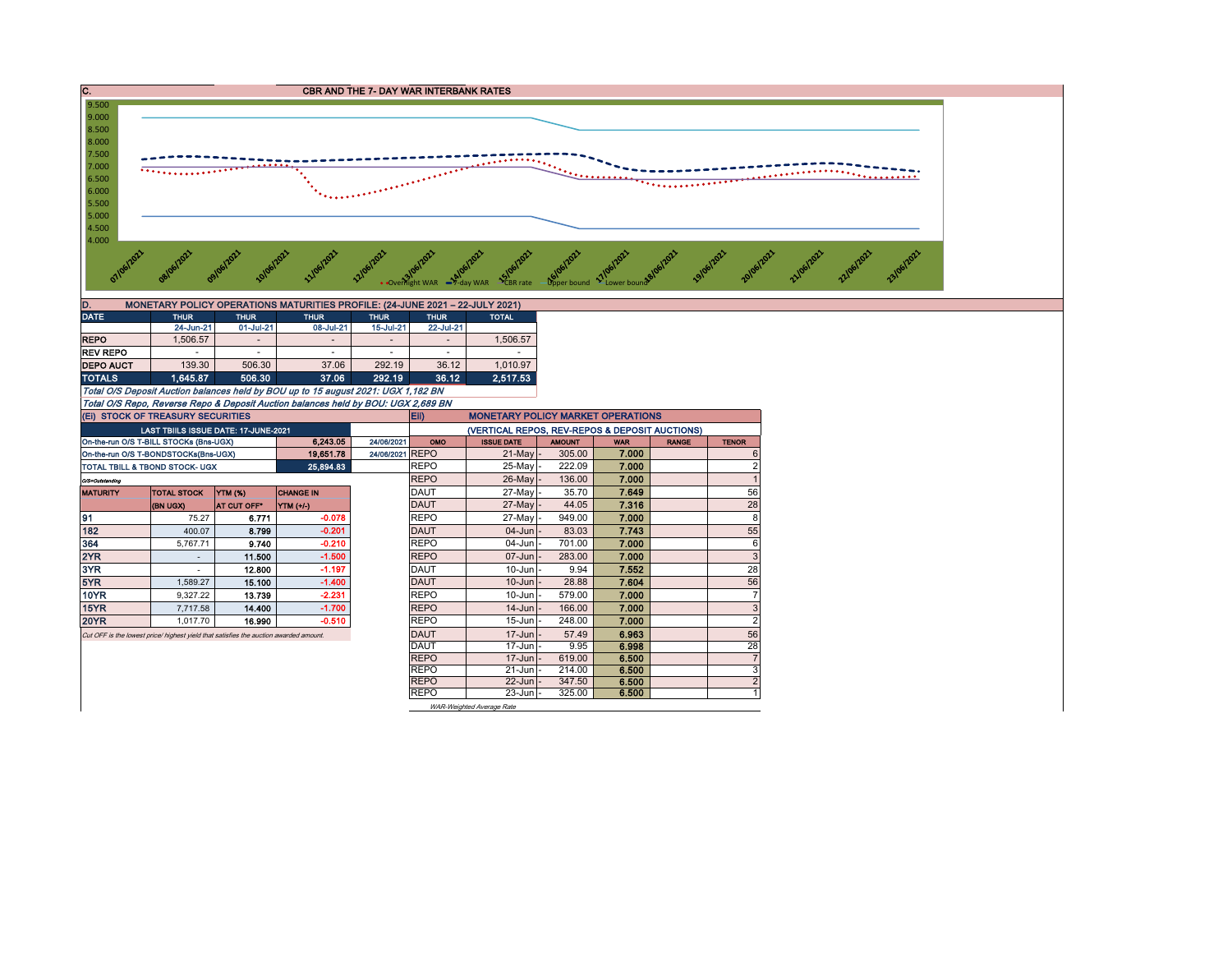## C. CBR AND THE 7- DAY WAR INTERBANK RATES

Legend: Overnight WAR, 7-day WAR, CBR rate, Upper bound, Lower bound

Dates: 07/06/2021, 08/06/2021, 09/06/2021, 10/06/2021, 11/06/2021, 12/06/2021, 13/06/2021, 14/06/2021, 15/06/2021, 16/06/2021, 17/06/2021, 18/06/2021, 19/06/2021, 20/06/2021, 21/06/2021, 22/06/2021, 23/06/2021

Y-axis: 4.000, 4.500, 5.000, 5.500, 6.000, 6.500, 7.000, 7.500, 8.000, 8.500, 9.000, 9.500

## D. MONETARY POLICY OPERATIONS MATURITIES PROFILE: (24-JUNE 2021 – 22-JULY 2021)

| DATE | THUR | THUR | THUR | THUR | THUR | TOTAL |
|---|---|---|---|---|---|---|
| | 24-Jun-21 | 01-Jul-21 | 08-Jul-21 | 15-Jul-21 | 22-Jul-21 | |
| REPO | 1,506.57 | - | - | - | - | 1,506.57 |
| REV REPO | - | - | - | - | - | - |
| DEPO AUCT | 139.30 | 506.30 | 37.06 | 292.19 | 36.12 | 1,010.97 |
| TOTALS | 1,645.87 | 506.30 | 37.06 | 292.19 | 36.12 | 2,517.53 |

*Total O/S Deposit Auction balances held by BOU up to 15 august 2021: UGX 1,182 BN*

*Total O/S Repo, Reverse Repo & Deposit Auction balances held by BOU: UGX 2,689 BN*

## (EI) STOCK OF TREASURY SECURITIES

| LAST TBIILS ISSUE DATE: 17-JUNE-2021 | | |
|---|---|---|
| On-the-run O/S T-BILL STOCKs (Bns-UGX) | 6,243.05 | 24/06/2021 |
| On-the-run O/S T-BONDSTOCKs(Bns-UGX) | 19,651.78 | 24/06/2021 |
| TOTAL TBILL & TBOND STOCK- UGX | 25,894.83 | |

*O/S=Outstanding*

| MATURITY | TOTAL STOCK (BN UGX) | YTM (%) AT CUT OFF* | CHANGE IN YTM (+/-) |
|---|---|---|---|
| 91 | 75.27 | 6.771 | -0.078 |
| 182 | 400.07 | 8.799 | -0.201 |
| 364 | 5,767.71 | 9.740 | -0.210 |
| 2YR | - | 11.500 | -1.500 |
| 3YR | - | 12.800 | -1.197 |
| 5YR | 1,589.27 | 15.100 | -1.400 |
| 10YR | 9,327.22 | 13.739 | -2.231 |
| 15YR | 7,717.58 | 14.400 | -1.700 |
| 20YR | 1,017.70 | 16.990 | -0.510 |

*Cut OFF is the lowest price/ highest yield that satisfies the auction awarded amount.*

## EII) MONETARY POLICY MARKET OPERATIONS

(VERTICAL REPOS, REV-REPOS & DEPOSIT AUCTIONS)

| OMO | ISSUE DATE | AMOUNT | WAR | RANGE | TENOR |
|---|---|---|---|---|---|
| REPO | 21-May | 305.00 | 7.000 | | 6 |
| REPO | 25-May | 222.09 | 7.000 | | 2 |
| REPO | 26-May | 136.00 | 7.000 | | 1 |
| DAUT | 27-May | 35.70 | 7.649 | | 56 |
| DAUT | 27-May | 44.05 | 7.316 | | 28 |
| REPO | 27-May | 949.00 | 7.000 | | 8 |
| DAUT | 04-Jun | 83.03 | 7.743 | | 55 |
| REPO | 04-Jun | 701.00 | 7.000 | | 6 |
| REPO | 07-Jun | 283.00 | 7.000 | | 3 |
| DAUT | 10-Jun | 9.94 | 7.552 | | 28 |
| DAUT | 10-Jun | 28.88 | 7.604 | | 56 |
| REPO | 10-Jun | 579.00 | 7.000 | | 7 |
| REPO | 14-Jun | 166.00 | 7.000 | | 3 |
| REPO | 15-Jun | 248.00 | 7.000 | | 2 |
| DAUT | 17-Jun | 57.49 | 6.963 | | 56 |
| DAUT | 17-Jun | 9.95 | 6.998 | | 28 |
| REPO | 17-Jun | 619.00 | 6.500 | | 7 |
| REPO | 21-Jun | 214.00 | 6.500 | | 3 |
| REPO | 22-Jun | 347.50 | 6.500 | | 2 |
| REPO | 23-Jun | 325.00 | 6.500 | | 1 |

*WAR-Weighted Average Rate*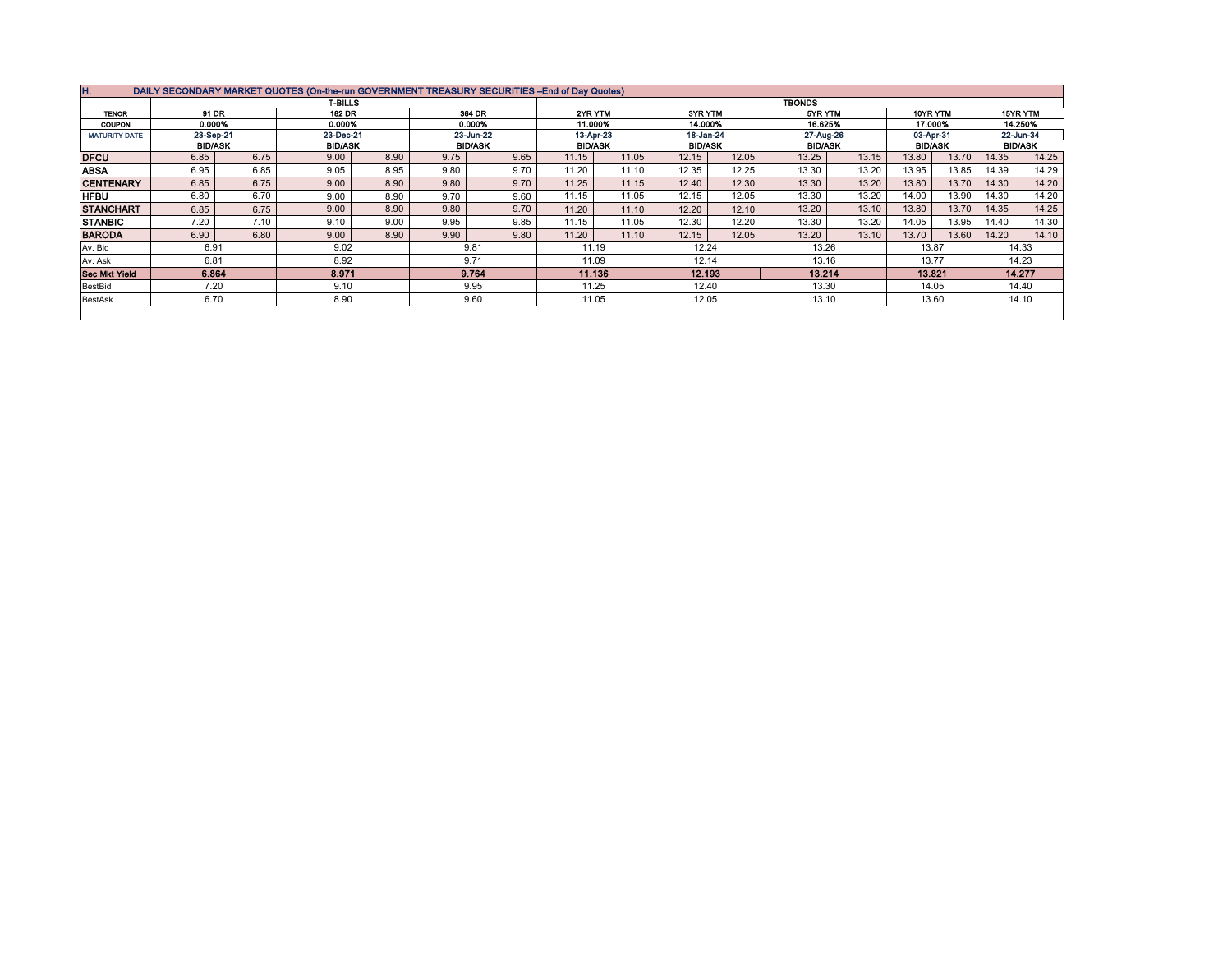| H. DAILY SECONDARY MARKET QUOTES (On-the-run GOVERNMENT TREASURY SECURITIES –End of Day Quotes) | | | | | | | | | | | | | | | | |
|---|---|---|---|---|---|---|---|---|---|---|---|---|---|---|---|---|
| | T-BILLS | | | | | | TBONDS | | | | | | | | | |
| TENOR | 91 DR | | 182 DR | | 364 DR | | 2YR YTM | | 3YR YTM | | 5YR YTM | | 10YR YTM | | 15YR YTM | |
| COUPON | 0.000% | | 0.000% | | 0.000% | | 11.000% | | 14.000% | | 16.625% | | 17.000% | | 14.250% | |
| MATURITY DATE | 23-Sep-21 | | 23-Dec-21 | | 23-Jun-22 | | 13-Apr-23 | | 18-Jan-24 | | 27-Aug-26 | | 03-Apr-31 | | 22-Jun-34 | |
| | BID/ASK | | BID/ASK | | BID/ASK | | BID/ASK | | BID/ASK | | BID/ASK | | BID/ASK | | BID/ASK | |
| DFCU | 6.85 | 6.75 | 9.00 | 8.90 | 9.75 | 9.65 | 11.15 | 11.05 | 12.15 | 12.05 | 13.25 | 13.15 | 13.80 | 13.70 | 14.35 | 14.25 |
| ABSA | 6.95 | 6.85 | 9.05 | 8.95 | 9.80 | 9.70 | 11.20 | 11.10 | 12.35 | 12.25 | 13.30 | 13.20 | 13.95 | 13.85 | 14.39 | 14.29 |
| CENTENARY | 6.85 | 6.75 | 9.00 | 8.90 | 9.80 | 9.70 | 11.25 | 11.15 | 12.40 | 12.30 | 13.30 | 13.20 | 13.80 | 13.70 | 14.30 | 14.20 |
| HFBU | 6.80 | 6.70 | 9.00 | 8.90 | 9.70 | 9.60 | 11.15 | 11.05 | 12.15 | 12.05 | 13.30 | 13.20 | 14.00 | 13.90 | 14.30 | 14.20 |
| STANCHART | 6.85 | 6.75 | 9.00 | 8.90 | 9.80 | 9.70 | 11.20 | 11.10 | 12.20 | 12.10 | 13.20 | 13.10 | 13.80 | 13.70 | 14.35 | 14.25 |
| STANBIC | 7.20 | 7.10 | 9.10 | 9.00 | 9.95 | 9.85 | 11.15 | 11.05 | 12.30 | 12.20 | 13.30 | 13.20 | 14.05 | 13.95 | 14.40 | 14.30 |
| BARODA | 6.90 | 6.80 | 9.00 | 8.90 | 9.90 | 9.80 | 11.20 | 11.10 | 12.15 | 12.05 | 13.20 | 13.10 | 13.70 | 13.60 | 14.20 | 14.10 |
| Av. Bid | 6.91 | | 9.02 | | 9.81 | | 11.19 | | 12.24 | | 13.26 | | 13.87 | | 14.33 | |
| Av. Ask | 6.81 | | 8.92 | | 9.71 | | 11.09 | | 12.14 | | 13.16 | | 13.77 | | 14.23 | |
| Sec Mkt Yield | 6.864 | | 8.971 | | 9.764 | | 11.136 | | 12.193 | | 13.214 | | 13.821 | | 14.277 | |
| BestBid | 7.20 | | 9.10 | | 9.95 | | 11.25 | | 12.40 | | 13.30 | | 14.05 | | 14.40 | |
| BestAsk | 6.70 | | 8.90 | | 9.60 | | 11.05 | | 12.05 | | 13.10 | | 13.60 | | 14.10 | |